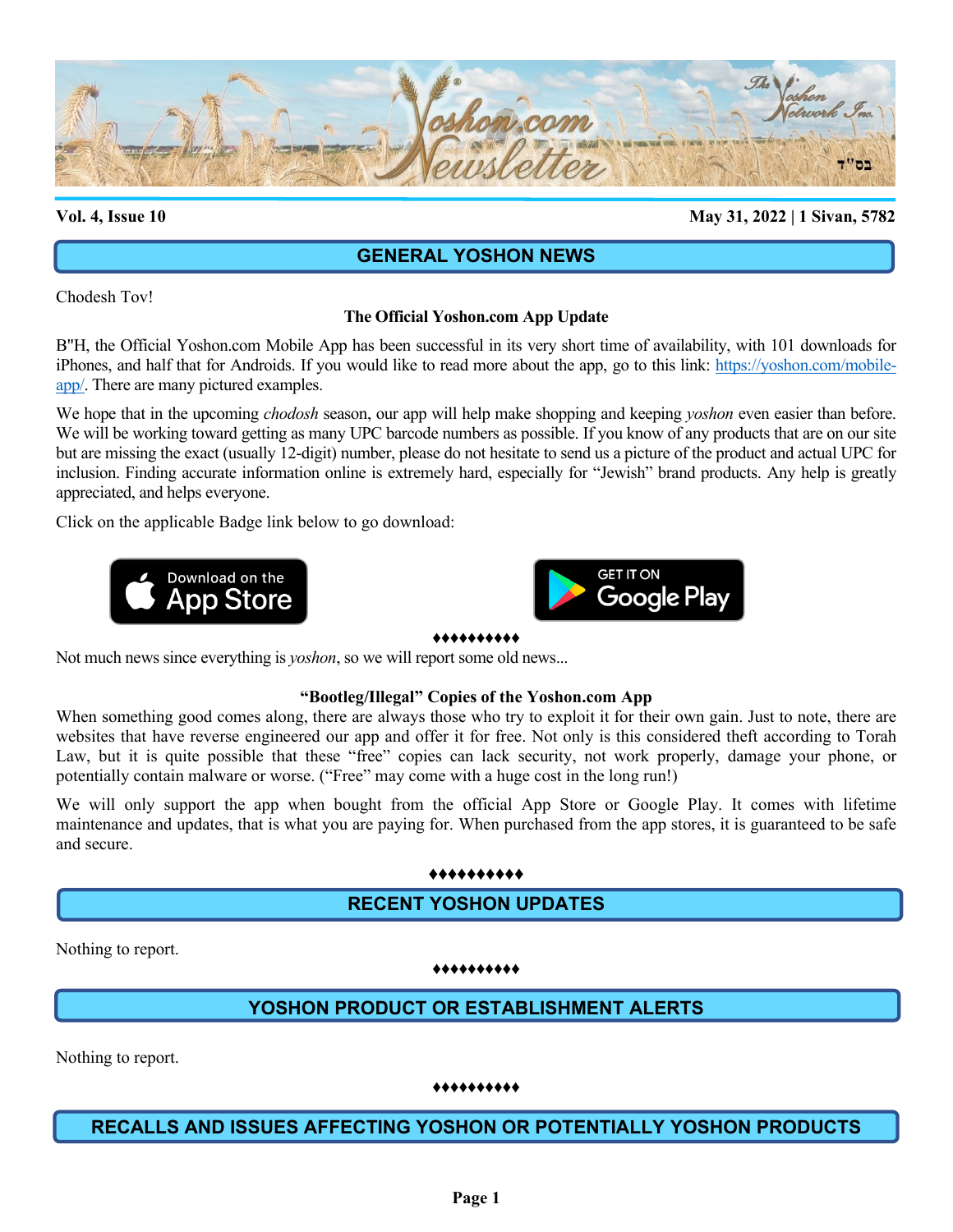# Yoshon.com Newsletter

The Yoshon Network Inc.

בס"ד

**Vol. 4, Issue 10** **May 31, 2022 | 1 Sivan, 5782**

## GENERAL YOSHON NEWS

Chodesh Tov!

### The Official Yoshon.com App Update

B"H, the Official Yoshon.com Mobile App has been successful in its very short time of availability, with 101 downloads for iPhones, and half that for Androids. If you would like to read more about the app, go to this link: https://yoshon.com/mobile-app/. There are many pictured examples.

We hope that in the upcoming *chodosh* season, our app will help make shopping and keeping *yoshon* even easier than before. We will be working toward getting as many UPC barcode numbers as possible. If you know of any products that are on our site but are missing the exact (usually 12-digit) number, please do not hesitate to send us a picture of the product and actual UPC for inclusion. Finding accurate information online is extremely hard, especially for "Jewish" brand products. Any help is greatly appreciated, and helps everyone.

Click on the applicable Badge link below to go download:

Download on the App Store | GET IT ON Google Play

♦♦♦♦♦♦♦♦♦♦

Not much news since everything is *yoshon*, so we will report some old news...

### "Bootleg/Illegal" Copies of the Yoshon.com App

When something good comes along, there are always those who try to exploit it for their own gain. Just to note, there are websites that have reverse engineered our app and offer it for free. Not only is this considered theft according to Torah Law, but it is quite possible that these "free" copies can lack security, not work properly, damage your phone, or potentially contain malware or worse. ("Free" may come with a huge cost in the long run!)

We will only support the app when bought from the official App Store or Google Play. It comes with lifetime maintenance and updates, that is what you are paying for. When purchased from the app stores, it is guaranteed to be safe and secure.

♦♦♦♦♦♦♦♦♦♦

## RECENT YOSHON UPDATES

Nothing to report.

♦♦♦♦♦♦♦♦♦♦

## YOSHON PRODUCT OR ESTABLISHMENT ALERTS

Nothing to report.

♦♦♦♦♦♦♦♦♦♦

## RECALLS AND ISSUES AFFECTING YOSHON OR POTENTIALLY YOSHON PRODUCTS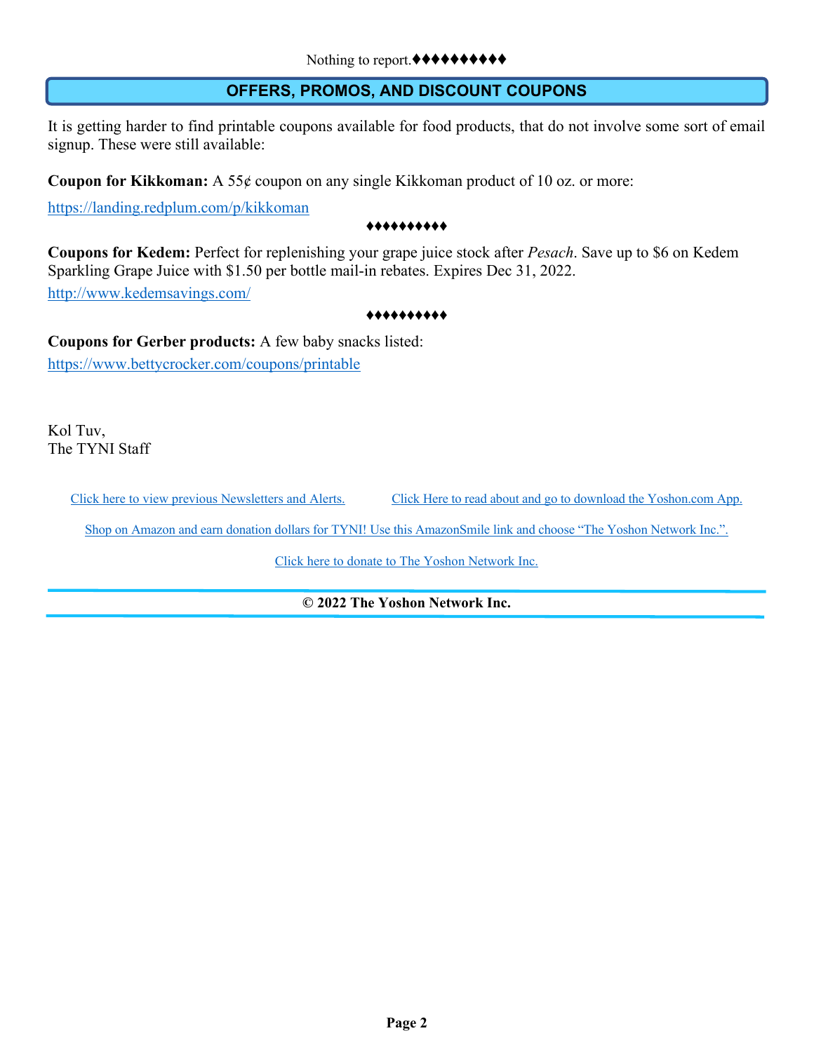Nothing to report.♦♦♦♦♦♦♦♦♦♦

## OFFERS, PROMOS, AND DISCOUNT COUPONS

It is getting harder to find printable coupons available for food products, that do not involve some sort of email signup. These were still available:

**Coupon for Kikkoman:** A 55¢ coupon on any single Kikkoman product of 10 oz. or more:

https://landing.redplum.com/p/kikkoman

♦♦♦♦♦♦♦♦♦♦

**Coupons for Kedem:** Perfect for replenishing your grape juice stock after *Pesach*. Save up to $6 on Kedem Sparkling Grape Juice with $1.50 per bottle mail-in rebates. Expires Dec 31, 2022.

http://www.kedemsavings.com/

♦♦♦♦♦♦♦♦♦♦

**Coupons for Gerber products:** A few baby snacks listed:

https://www.bettycrocker.com/coupons/printable

Kol Tuv,
The TYNI Staff

Click here to view previous Newsletters and Alerts. Click Here to read about and go to download the Yoshon.com App.

Shop on Amazon and earn donation dollars for TYNI! Use this AmazonSmile link and choose "The Yoshon Network Inc.".

Click here to donate to The Yoshon Network Inc.

**© 2022 The Yoshon Network Inc.**